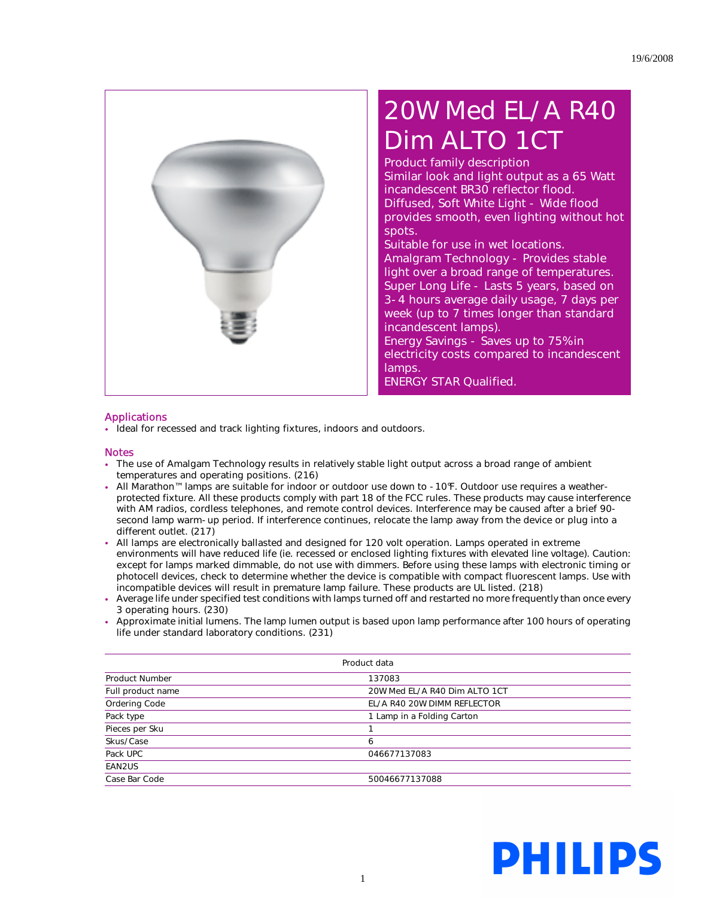19/6/2008

# 20W Med EL/A R40 Dim ALTO 1CT

Product family description

Similar look and light output as a 65 Watt incandescent BR30 reflector flood.

Diffused, Soft White Light - Wide flood provides smooth, even lighting without hot spots.

Suitable for use in wet locations.

Amalgram Technology - Provides stable light over a broad range of temperatures.

Super Long Life - Lasts 5 years, based on 3-4 hours average daily usage, 7 days per week (up to 7 times longer than standard incandescent lamps).

Energy Savings - Saves up to 75% in electricity costs compared to incandescent lamps.

ENERGY STAR Qualified.

## Applications

- Ideal for recessed and track lighting fixtures, indoors and outdoors.

## Notes

- The use of Amalgam Technology results in relatively stable light output across a broad range of ambient temperatures and operating positions. (216)
- All Marathon™ lamps are suitable for indoor or outdoor use down to -10°F. Outdoor use requires a weather-protected fixture. All these products comply with part 18 of the FCC rules. These products may cause interference with AM radios, cordless telephones, and remote control devices. Interference may be caused after a brief 90-second lamp warm-up period. If interference continues, relocate the lamp away from the device or plug into a different outlet. (217)
- All lamps are electronically ballasted and designed for 120 volt operation. Lamps operated in extreme environments will have reduced life (ie. recessed or enclosed lighting fixtures with elevated line voltage). Caution: except for lamps marked dimmable, do not use with dimmers. Before using these lamps with electronic timing or photocell devices, check to determine whether the device is compatible with compact fluorescent lamps. Use with incompatible devices will result in premature lamp failure. These products are UL listed. (218)
- Average life under specified test conditions with lamps turned off and restarted no more frequently than once every 3 operating hours. (230)
- Approximate initial lumens. The lamp lumen output is based upon lamp performance after 100 hours of operating life under standard laboratory conditions. (231)

| Product data | |
|---|---|
| Product Number | 137083 |
| Full product name | 20W Med EL/A R40 Dim ALTO 1CT |
| Ordering Code | EL/A R40 20W DIMM REFLECTOR |
| Pack type | 1 Lamp in a Folding Carton |
| Pieces per Sku | 1 |
| Skus/Case | 6 |
| Pack UPC | 046677137083 |
| EAN2US | |
| Case Bar Code | 50046677137088 |

PHILIPS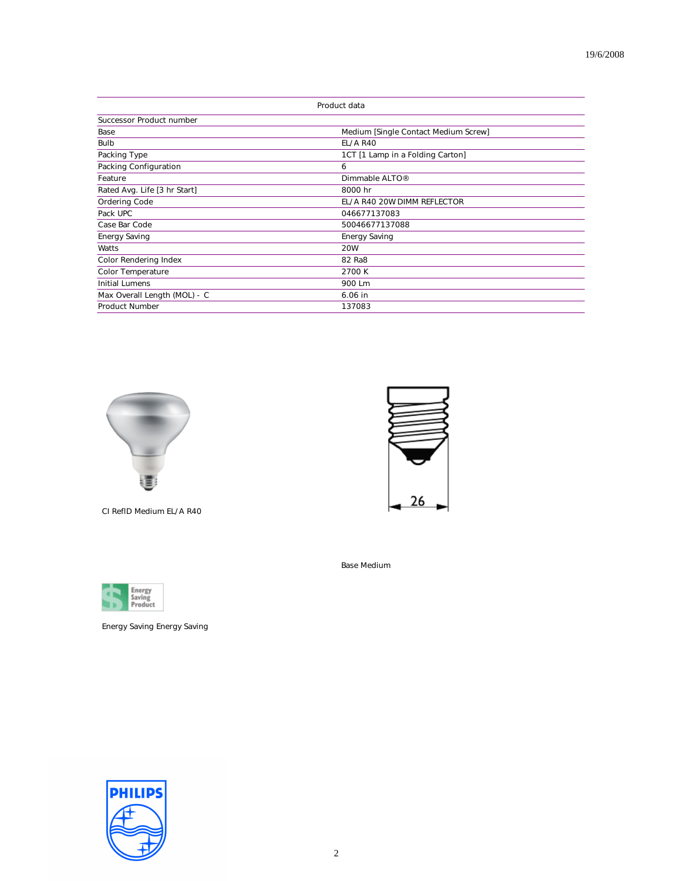| Product data | |
|---|---|
| Successor Product number | |
| Base | Medium [Single Contact Medium Screw] |
| Bulb | EL/A R40 |
| Packing Type | 1CT [1 Lamp in a Folding Carton] |
| Packing Configuration | 6 |
| Feature | Dimmable ALTO® |
| Rated Avg. Life [3 hr Start] | 8000 hr |
| Ordering Code | EL/A R40 20W DIMM REFLECTOR |
| Pack UPC | 046677137083 |
| Case Bar Code | 50046677137088 |
| Energy Saving | Energy Saving |
| Watts | 20W |
| Color Rendering Index | 82 Ra8 |
| Color Temperature | 2700 K |
| Initial Lumens | 900 Lm |
| Max Overall Length (MOL) - C | 6.06 in |
| Product Number | 137083 |

CI ReflD Medium EL/A R40

26

Base Medium

Energy Saving Product

Energy Saving Energy Saving

PHILIPS